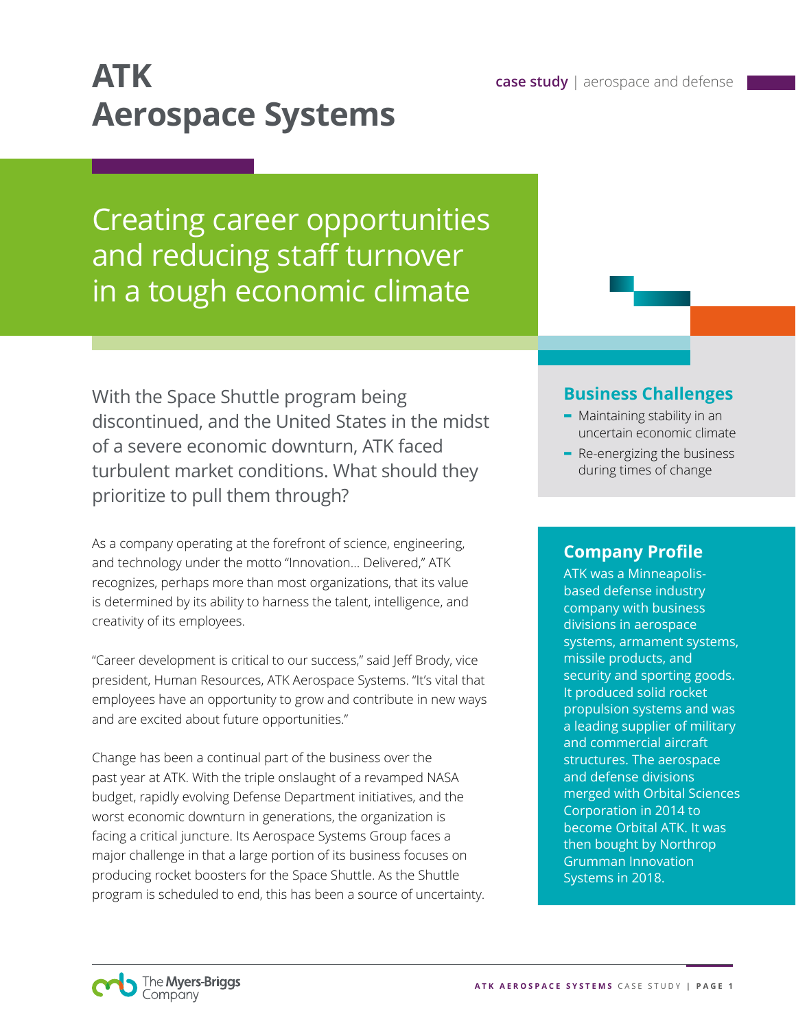# ATK Aerospace Systems

**case study** | aerospace and defense

## Creating career opportunities and reducing staff turnover in a tough economic climate

With the Space Shuttle program being discontinued, and the United States in the midst of a severe economic downturn, ATK faced turbulent market conditions. What should they prioritize to pull them through?

As a company operating at the forefront of science, engineering, and technology under the motto "Innovation… Delivered," ATK recognizes, perhaps more than most organizations, that its value is determined by its ability to harness the talent, intelligence, and creativity of its employees.

"Career development is critical to our success," said Jeff Brody, vice president, Human Resources, ATK Aerospace Systems. "It's vital that employees have an opportunity to grow and contribute in new ways and are excited about future opportunities."

Change has been a continual part of the business over the past year at ATK. With the triple onslaught of a revamped NASA budget, rapidly evolving Defense Department initiatives, and the worst economic downturn in generations, the organization is facing a critical juncture. Its Aerospace Systems Group faces a major challenge in that a large portion of its business focuses on producing rocket boosters for the Space Shuttle. As the Shuttle program is scheduled to end, this has been a source of uncertainty.

### Business Challenges

- Maintaining stability in an uncertain economic climate
- Re-energizing the business during times of change

### Company Profile

ATK was a Minneapolis-based defense industry company with business divisions in aerospace systems, armament systems, missile products, and security and sporting goods. It produced solid rocket propulsion systems and was a leading supplier of military and commercial aircraft structures. The aerospace and defense divisions merged with Orbital Sciences Corporation in 2014 to become Orbital ATK. It was then bought by Northrop Grumman Innovation Systems in 2018.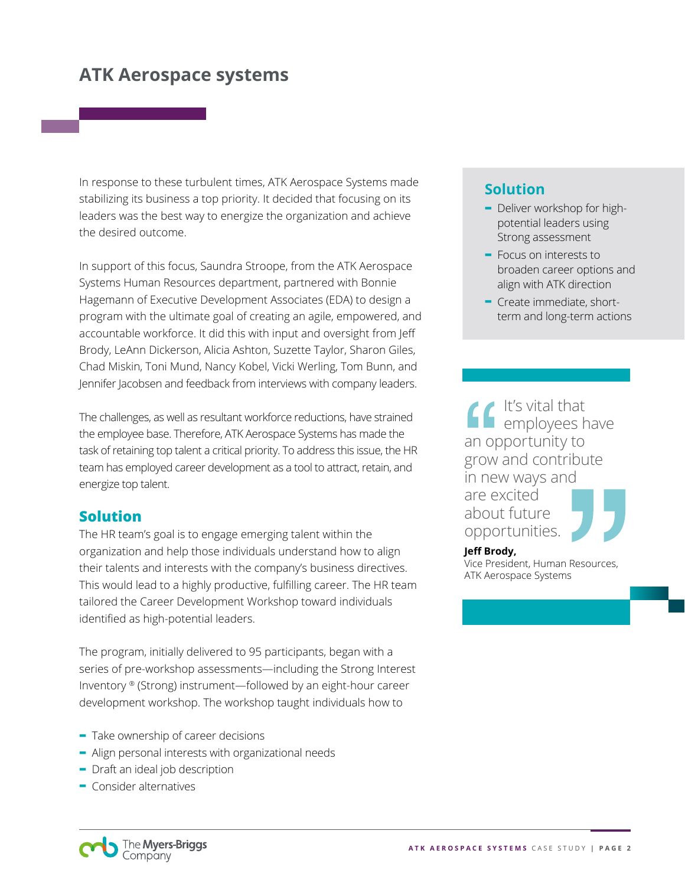## ATK Aerospace systems

In response to these turbulent times, ATK Aerospace Systems made stabilizing its business a top priority. It decided that focusing on its leaders was the best way to energize the organization and achieve the desired outcome.

In support of this focus, Saundra Stroope, from the ATK Aerospace Systems Human Resources department, partnered with Bonnie Hagemann of Executive Development Associates (EDA) to design a program with the ultimate goal of creating an agile, empowered, and accountable workforce. It did this with input and oversight from Jeff Brody, LeAnn Dickerson, Alicia Ashton, Suzette Taylor, Sharon Giles, Chad Miskin, Toni Mund, Nancy Kobel, Vicki Werling, Tom Bunn, and Jennifer Jacobsen and feedback from interviews with company leaders.

The challenges, as well as resultant workforce reductions, have strained the employee base. Therefore, ATK Aerospace Systems has made the task of retaining top talent a critical priority. To address this issue, the HR team has employed career development as a tool to attract, retain, and energize top talent.

### Solution

The HR team's goal is to engage emerging talent within the organization and help those individuals understand how to align their talents and interests with the company's business directives. This would lead to a highly productive, fulfilling career. The HR team tailored the Career Development Workshop toward individuals identified as high-potential leaders.

The program, initially delivered to 95 participants, began with a series of pre-workshop assessments—including the Strong Interest Inventory ® (Strong) instrument—followed by an eight-hour career development workshop. The workshop taught individuals how to

- Take ownership of career decisions
- Align personal interests with organizational needs
- Draft an ideal job description
- Consider alternatives

### Solution

- Deliver workshop for high-potential leaders using Strong assessment
- Focus on interests to broaden career options and align with ATK direction
- Create immediate, short-term and long-term actions

> "It's vital that employees have an opportunity to grow and contribute in new ways and are excited about future opportunities."
>
> **Jeff Brody,**
> Vice President, Human Resources, ATK Aerospace Systems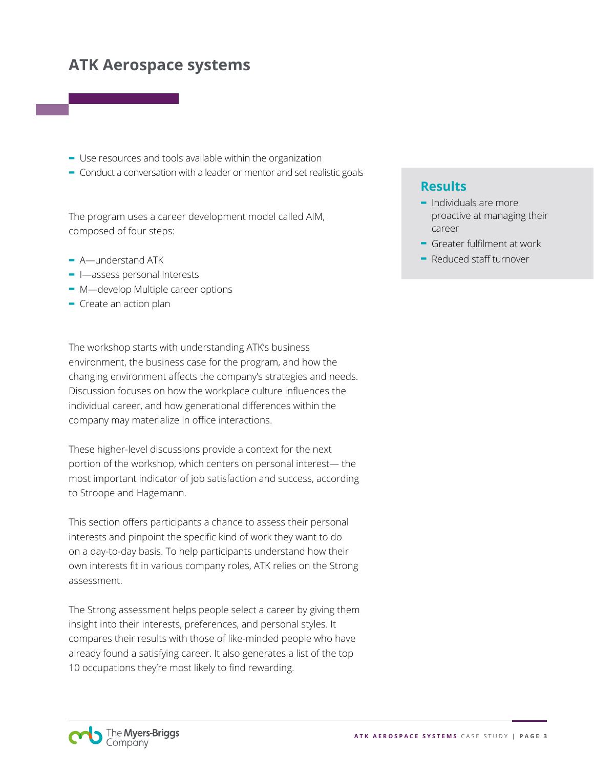## ATK Aerospace systems

- Use resources and tools available within the organization
- Conduct a conversation with a leader or mentor and set realistic goals

The program uses a career development model called AIM, composed of four steps:

- A—understand ATK
- I—assess personal Interests
- M—develop Multiple career options
- Create an action plan

The workshop starts with understanding ATK's business environment, the business case for the program, and how the changing environment affects the company's strategies and needs. Discussion focuses on how the workplace culture influences the individual career, and how generational differences within the company may materialize in office interactions.

These higher-level discussions provide a context for the next portion of the workshop, which centers on personal interest— the most important indicator of job satisfaction and success, according to Stroope and Hagemann.

This section offers participants a chance to assess their personal interests and pinpoint the specific kind of work they want to do on a day-to-day basis. To help participants understand how their own interests fit in various company roles, ATK relies on the Strong assessment.

The Strong assessment helps people select a career by giving them insight into their interests, preferences, and personal styles. It compares their results with those of like-minded people who have already found a satisfying career. It also generates a list of the top 10 occupations they're most likely to find rewarding.

### Results

- Individuals are more proactive at managing their career
- Greater fulfilment at work
- Reduced staff turnover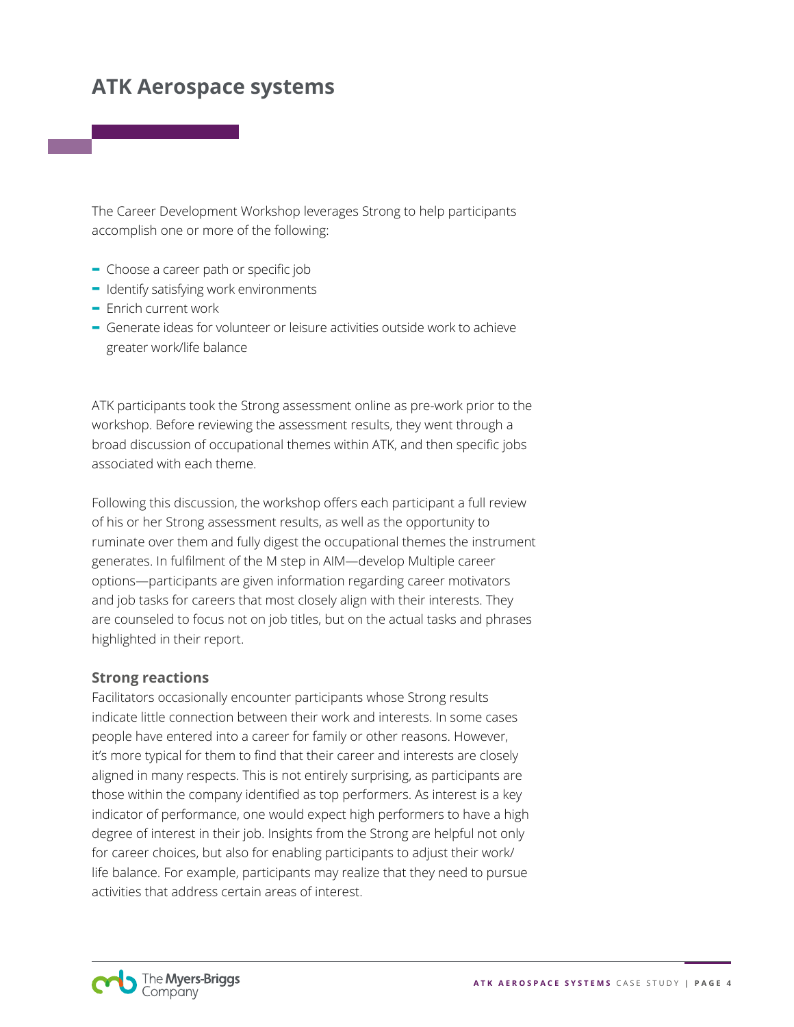## ATK Aerospace systems

The Career Development Workshop leverages Strong to help participants accomplish one or more of the following:

- Choose a career path or specific job
- Identify satisfying work environments
- Enrich current work
- Generate ideas for volunteer or leisure activities outside work to achieve greater work/life balance

ATK participants took the Strong assessment online as pre-work prior to the workshop. Before reviewing the assessment results, they went through a broad discussion of occupational themes within ATK, and then specific jobs associated with each theme.

Following this discussion, the workshop offers each participant a full review of his or her Strong assessment results, as well as the opportunity to ruminate over them and fully digest the occupational themes the instrument generates. In fulfilment of the M step in AIM—develop Multiple career options—participants are given information regarding career motivators and job tasks for careers that most closely align with their interests. They are counseled to focus not on job titles, but on the actual tasks and phrases highlighted in their report.

### Strong reactions

Facilitators occasionally encounter participants whose Strong results indicate little connection between their work and interests. In some cases people have entered into a career for family or other reasons. However, it's more typical for them to find that their career and interests are closely aligned in many respects. This is not entirely surprising, as participants are those within the company identified as top performers. As interest is a key indicator of performance, one would expect high performers to have a high degree of interest in their job. Insights from the Strong are helpful not only for career choices, but also for enabling participants to adjust their work/life balance. For example, participants may realize that they need to pursue activities that address certain areas of interest.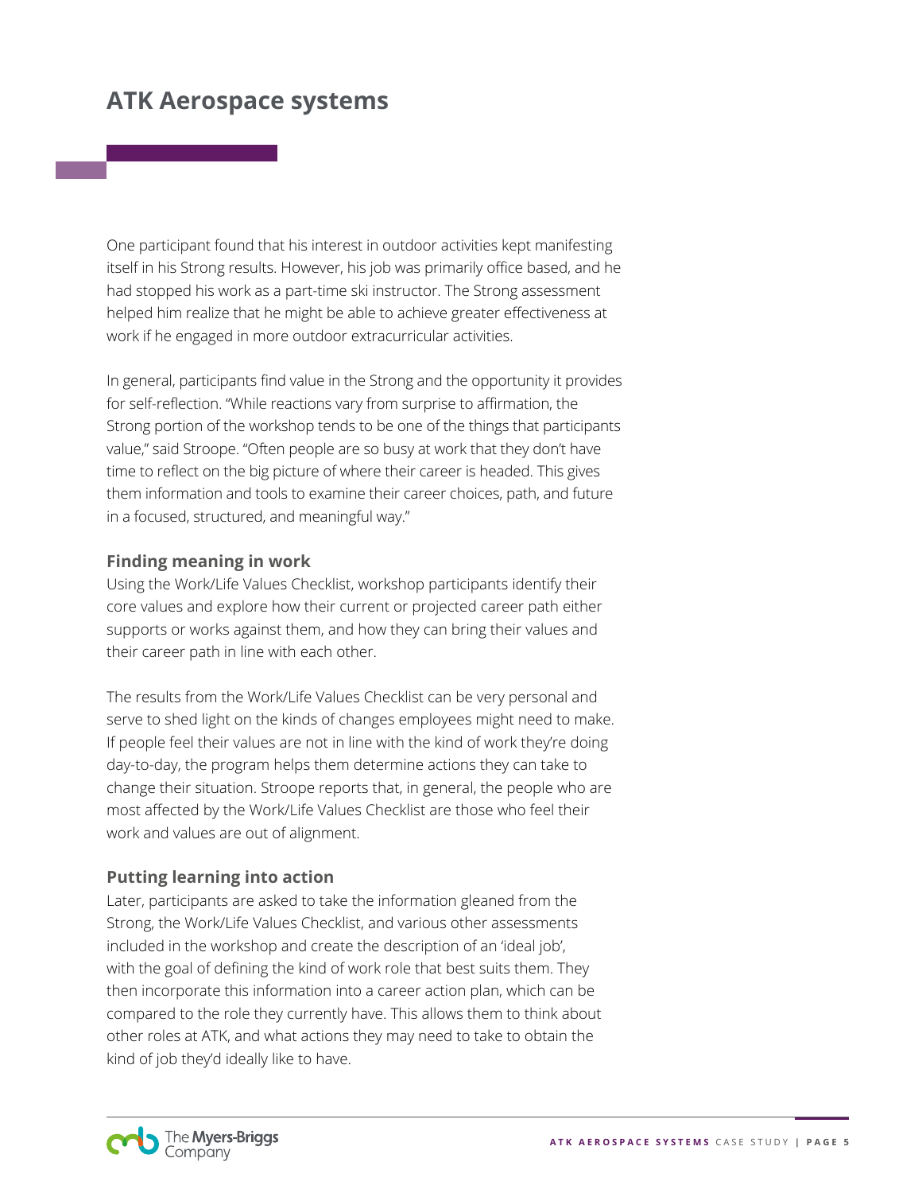One participant found that his interest in outdoor activities kept manifesting itself in his Strong results. However, his job was primarily office based, and he had stopped his work as a part-time ski instructor. The Strong assessment helped him realize that he might be able to achieve greater effectiveness at work if he engaged in more outdoor extracurricular activities.

In general, participants find value in the Strong and the opportunity it provides for self-reflection. "While reactions vary from surprise to affirmation, the Strong portion of the workshop tends to be one of the things that participants value," said Stroope. "Often people are so busy at work that they don't have time to reflect on the big picture of where their career is headed. This gives them information and tools to examine their career choices, path, and future in a focused, structured, and meaningful way."

### Finding meaning in work

Using the Work/Life Values Checklist, workshop participants identify their core values and explore how their current or projected career path either supports or works against them, and how they can bring their values and their career path in line with each other.

The results from the Work/Life Values Checklist can be very personal and serve to shed light on the kinds of changes employees might need to make. If people feel their values are not in line with the kind of work they're doing day-to-day, the program helps them determine actions they can take to change their situation. Stroope reports that, in general, the people who are most affected by the Work/Life Values Checklist are those who feel their work and values are out of alignment.

### Putting learning into action

Later, participants are asked to take the information gleaned from the Strong, the Work/Life Values Checklist, and various other assessments included in the workshop and create the description of an 'ideal job', with the goal of defining the kind of work role that best suits them. They then incorporate this information into a career action plan, which can be compared to the role they currently have. This allows them to think about other roles at ATK, and what actions they may need to take to obtain the kind of job they'd ideally like to have.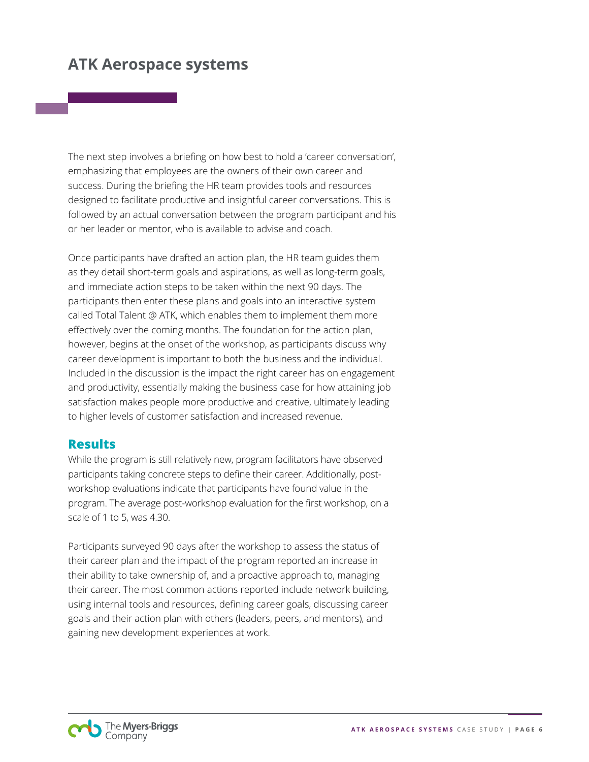# ATK Aerospace systems

The next step involves a briefing on how best to hold a 'career conversation', emphasizing that employees are the owners of their own career and success. During the briefing the HR team provides tools and resources designed to facilitate productive and insightful career conversations. This is followed by an actual conversation between the program participant and his or her leader or mentor, who is available to advise and coach.

Once participants have drafted an action plan, the HR team guides them as they detail short-term goals and aspirations, as well as long-term goals, and immediate action steps to be taken within the next 90 days. The participants then enter these plans and goals into an interactive system called Total Talent @ ATK, which enables them to implement them more effectively over the coming months. The foundation for the action plan, however, begins at the onset of the workshop, as participants discuss why career development is important to both the business and the individual. Included in the discussion is the impact the right career has on engagement and productivity, essentially making the business case for how attaining job satisfaction makes people more productive and creative, ultimately leading to higher levels of customer satisfaction and increased revenue.

## Results

While the program is still relatively new, program facilitators have observed participants taking concrete steps to define their career. Additionally, post-workshop evaluations indicate that participants have found value in the program. The average post-workshop evaluation for the first workshop, on a scale of 1 to 5, was 4.30.

Participants surveyed 90 days after the workshop to assess the status of their career plan and the impact of the program reported an increase in their ability to take ownership of, and a proactive approach to, managing their career. The most common actions reported include network building, using internal tools and resources, defining career goals, discussing career goals and their action plan with others (leaders, peers, and mentors), and gaining new development experiences at work.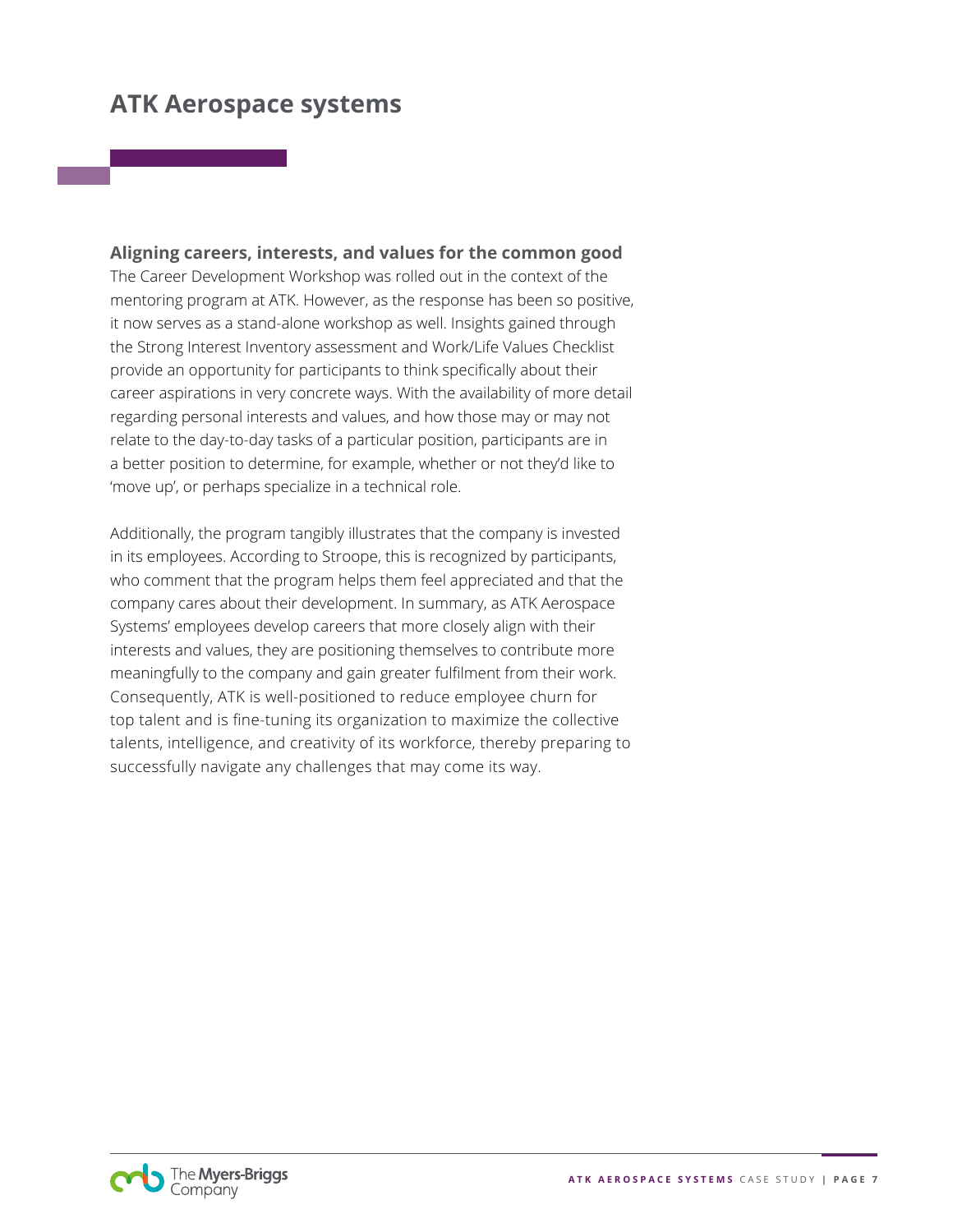# ATK Aerospace systems

### Aligning careers, interests, and values for the common good

The Career Development Workshop was rolled out in the context of the mentoring program at ATK. However, as the response has been so positive, it now serves as a stand-alone workshop as well. Insights gained through the Strong Interest Inventory assessment and Work/Life Values Checklist provide an opportunity for participants to think specifically about their career aspirations in very concrete ways. With the availability of more detail regarding personal interests and values, and how those may or may not relate to the day-to-day tasks of a particular position, participants are in a better position to determine, for example, whether or not they'd like to 'move up', or perhaps specialize in a technical role.

Additionally, the program tangibly illustrates that the company is invested in its employees. According to Stroope, this is recognized by participants, who comment that the program helps them feel appreciated and that the company cares about their development. In summary, as ATK Aerospace Systems' employees develop careers that more closely align with their interests and values, they are positioning themselves to contribute more meaningfully to the company and gain greater fulfilment from their work. Consequently, ATK is well-positioned to reduce employee churn for top talent and is fine-tuning its organization to maximize the collective talents, intelligence, and creativity of its workforce, thereby preparing to successfully navigate any challenges that may come its way.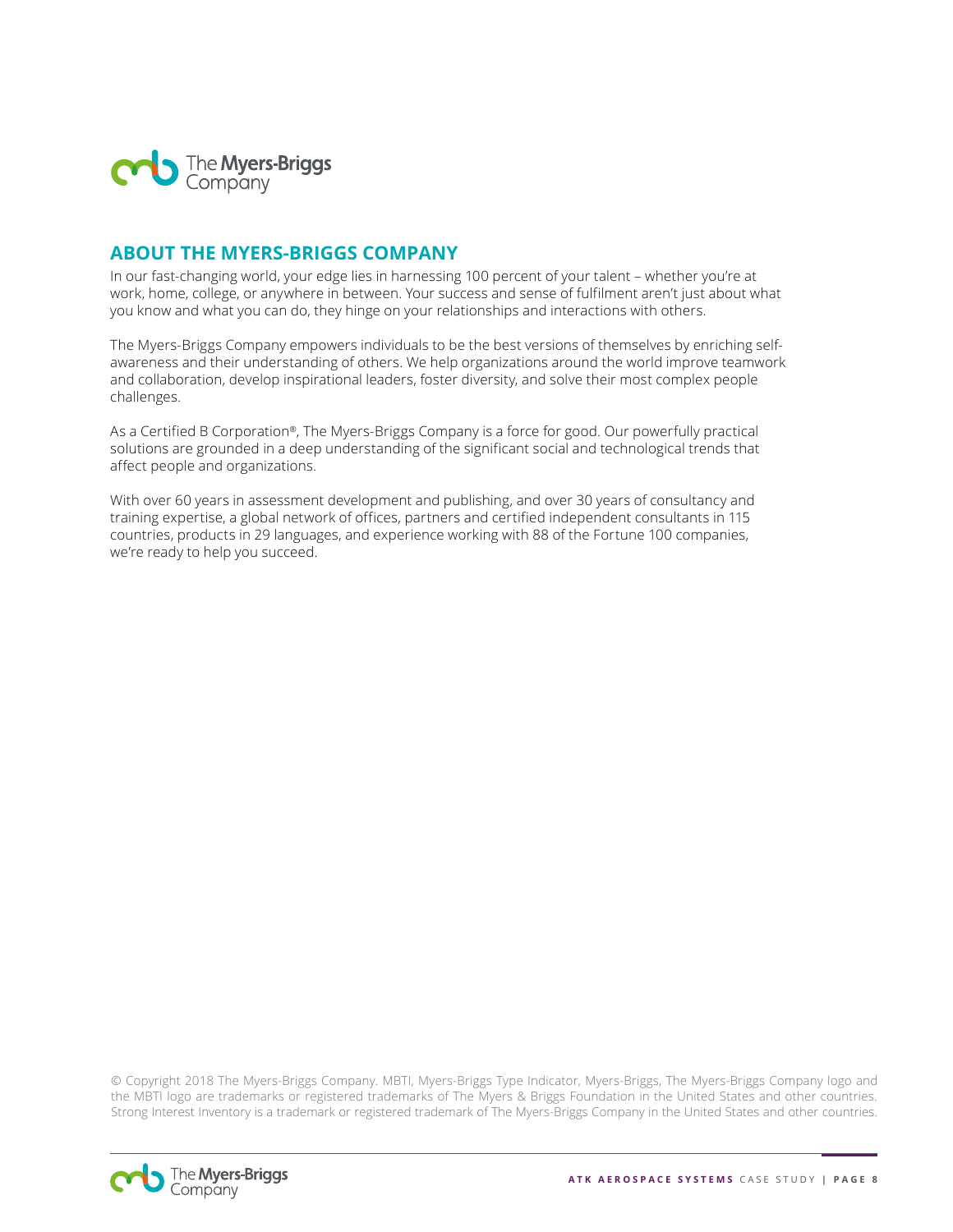## ABOUT THE MYERS-BRIGGS COMPANY

In our fast-changing world, your edge lies in harnessing 100 percent of your talent – whether you're at work, home, college, or anywhere in between. Your success and sense of fulfilment aren't just about what you know and what you can do, they hinge on your relationships and interactions with others.

The Myers-Briggs Company empowers individuals to be the best versions of themselves by enriching self-awareness and their understanding of others. We help organizations around the world improve teamwork and collaboration, develop inspirational leaders, foster diversity, and solve their most complex people challenges.

As a Certified B Corporation®, The Myers-Briggs Company is a force for good. Our powerfully practical solutions are grounded in a deep understanding of the significant social and technological trends that affect people and organizations.

With over 60 years in assessment development and publishing, and over 30 years of consultancy and training expertise, a global network of offices, partners and certified independent consultants in 115 countries, products in 29 languages, and experience working with 88 of the Fortune 100 companies, we're ready to help you succeed.

© Copyright 2018 The Myers-Briggs Company. MBTI, Myers-Briggs Type Indicator, Myers-Briggs, The Myers-Briggs Company logo and the MBTI logo are trademarks or registered trademarks of The Myers & Briggs Foundation in the United States and other countries. Strong Interest Inventory is a trademark or registered trademark of The Myers-Briggs Company in the United States and other countries.